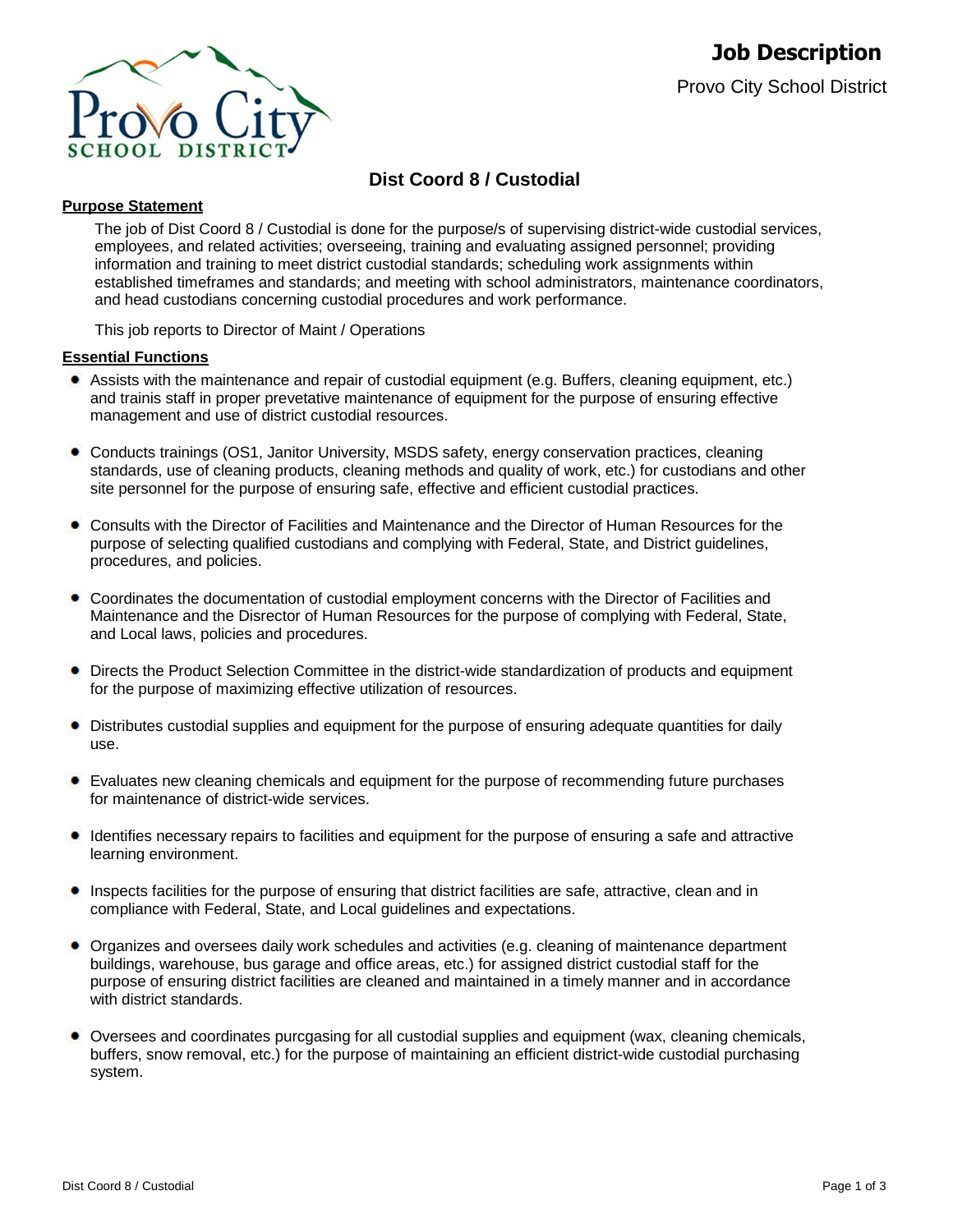# Job Description

Provo City School District

## Dist Coord 8 / Custodial

### Purpose Statement

The job of Dist Coord 8 / Custodial is done for the purpose/s of supervising district-wide custodial services, employees, and related activities; overseeing, training and evaluating assigned personnel; providing information and training to meet district custodial standards; scheduling work assignments within established timeframes and standards; and meeting with school administrators, maintenance coordinators, and head custodians concerning custodial procedures and work performance.

This job reports to Director of Maint / Operations

### Essential Functions

- Assists with the maintenance and repair of custodial equipment (e.g. Buffers, cleaning equipment, etc.) and trainis staff in proper prevetative maintenance of equipment for the purpose of ensuring effective management and use of district custodial resources.
- Conducts trainings (OS1, Janitor University, MSDS safety, energy conservation practices, cleaning standards, use of cleaning products, cleaning methods and quality of work, etc.) for custodians and other site personnel for the purpose of ensuring safe, effective and efficient custodial practices.
- Consults with the Director of Facilities and Maintenance and the Director of Human Resources for the purpose of selecting qualified custodians and complying with Federal, State, and District guidelines, procedures, and policies.
- Coordinates the documentation of custodial employment concerns with the Director of Facilities and Maintenance and the Disrector of Human Resources for the purpose of complying with Federal, State, and Local laws, policies and procedures.
- Directs the Product Selection Committee in the district-wide standardization of products and equipment for the purpose of maximizing effective utilization of resources.
- Distributes custodial supplies and equipment for the purpose of ensuring adequate quantities for daily use.
- Evaluates new cleaning chemicals and equipment for the purpose of recommending future purchases for maintenance of district-wide services.
- Identifies necessary repairs to facilities and equipment for the purpose of ensuring a safe and attractive learning environment.
- Inspects facilities for the purpose of ensuring that district facilities are safe, attractive, clean and in compliance with Federal, State, and Local guidelines and expectations.
- Organizes and oversees daily work schedules and activities (e.g. cleaning of maintenance department buildings, warehouse, bus garage and office areas, etc.) for assigned district custodial staff for the purpose of ensuring district facilities are cleaned and maintained in a timely manner and in accordance with district standards.
- Oversees and coordinates purcgasing for all custodial supplies and equipment (wax, cleaning chemicals, buffers, snow removal, etc.) for the purpose of maintaining an efficient district-wide custodial purchasing system.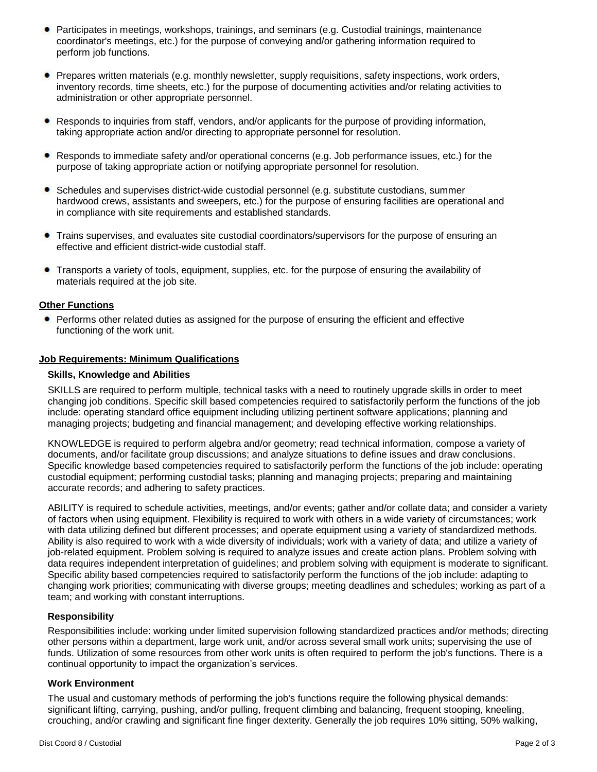- Participates in meetings, workshops, trainings, and seminars (e.g. Custodial trainings, maintenance coordinator's meetings, etc.) for the purpose of conveying and/or gathering information required to perform job functions.
- Prepares written materials (e.g. monthly newsletter, supply requisitions, safety inspections, work orders, inventory records, time sheets, etc.) for the purpose of documenting activities and/or relating activities to administration or other appropriate personnel.
- Responds to inquiries from staff, vendors, and/or applicants for the purpose of providing information, taking appropriate action and/or directing to appropriate personnel for resolution.
- Responds to immediate safety and/or operational concerns (e.g. Job performance issues, etc.) for the purpose of taking appropriate action or notifying appropriate personnel for resolution.
- Schedules and supervises district-wide custodial personnel (e.g. substitute custodians, summer hardwood crews, assistants and sweepers, etc.) for the purpose of ensuring facilities are operational and in compliance with site requirements and established standards.
- Trains supervises, and evaluates site custodial coordinators/supervisors for the purpose of ensuring an effective and efficient district-wide custodial staff.
- Transports a variety of tools, equipment, supplies, etc. for the purpose of ensuring the availability of materials required at the job site.

## Other Functions

- Performs other related duties as assigned for the purpose of ensuring the efficient and effective functioning of the work unit.

## Job Requirements: Minimum Qualifications

### Skills, Knowledge and Abilities

SKILLS are required to perform multiple, technical tasks with a need to routinely upgrade skills in order to meet changing job conditions. Specific skill based competencies required to satisfactorily perform the functions of the job include: operating standard office equipment including utilizing pertinent software applications; planning and managing projects; budgeting and financial management; and developing effective working relationships.

KNOWLEDGE is required to perform algebra and/or geometry; read technical information, compose a variety of documents, and/or facilitate group discussions; and analyze situations to define issues and draw conclusions. Specific knowledge based competencies required to satisfactorily perform the functions of the job include: operating custodial equipment; performing custodial tasks; planning and managing projects; preparing and maintaining accurate records; and adhering to safety practices.

ABILITY is required to schedule activities, meetings, and/or events; gather and/or collate data; and consider a variety of factors when using equipment. Flexibility is required to work with others in a wide variety of circumstances; work with data utilizing defined but different processes; and operate equipment using a variety of standardized methods. Ability is also required to work with a wide diversity of individuals; work with a variety of data; and utilize a variety of job-related equipment. Problem solving is required to analyze issues and create action plans. Problem solving with data requires independent interpretation of guidelines; and problem solving with equipment is moderate to significant. Specific ability based competencies required to satisfactorily perform the functions of the job include: adapting to changing work priorities; communicating with diverse groups; meeting deadlines and schedules; working as part of a team; and working with constant interruptions.

### Responsibility

Responsibilities include: working under limited supervision following standardized practices and/or methods; directing other persons within a department, large work unit, and/or across several small work units; supervising the use of funds. Utilization of some resources from other work units is often required to perform the job's functions. There is a continual opportunity to impact the organization's services.

### Work Environment

The usual and customary methods of performing the job's functions require the following physical demands: significant lifting, carrying, pushing, and/or pulling, frequent climbing and balancing, frequent stooping, kneeling, crouching, and/or crawling and significant fine finger dexterity. Generally the job requires 10% sitting, 50% walking,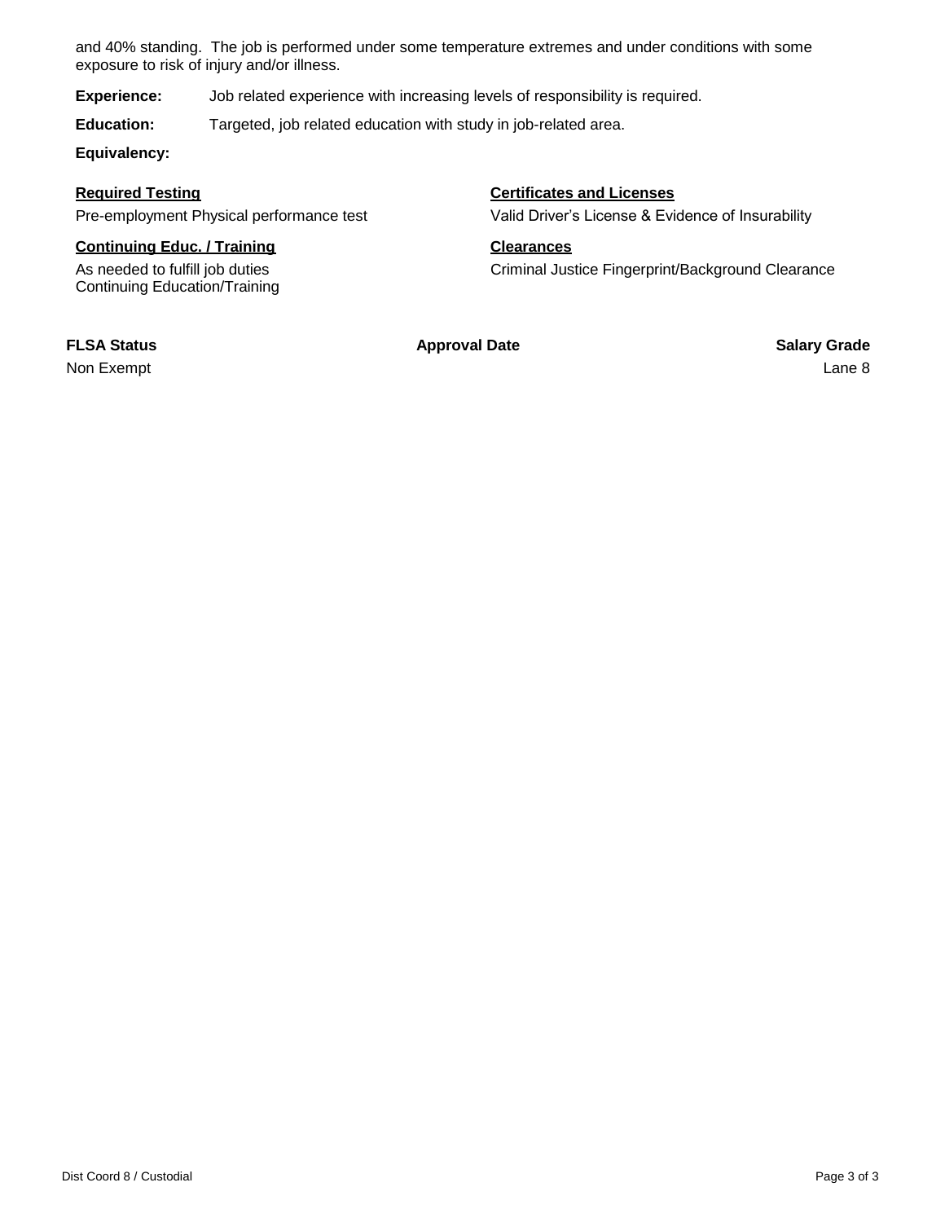and 40% standing. The job is performed under some temperature extremes and under conditions with some exposure to risk of injury and/or illness.

**Experience:** Job related experience with increasing levels of responsibility is required.

**Education:** Targeted, job related education with study in job-related area.

**Equivalency:**

**Required Testing**

Pre-employment Physical performance test

**Certificates and Licenses**

Valid Driver's License & Evidence of Insurability

**Continuing Educ. / Training**

As needed to fulfill job duties
Continuing Education/Training

**Clearances**

Criminal Justice Fingerprint/Background Clearance

| **FLSA Status** | **Approval Date** | **Salary Grade** |
|---|---|---|
| Non Exempt | | Lane 8 |